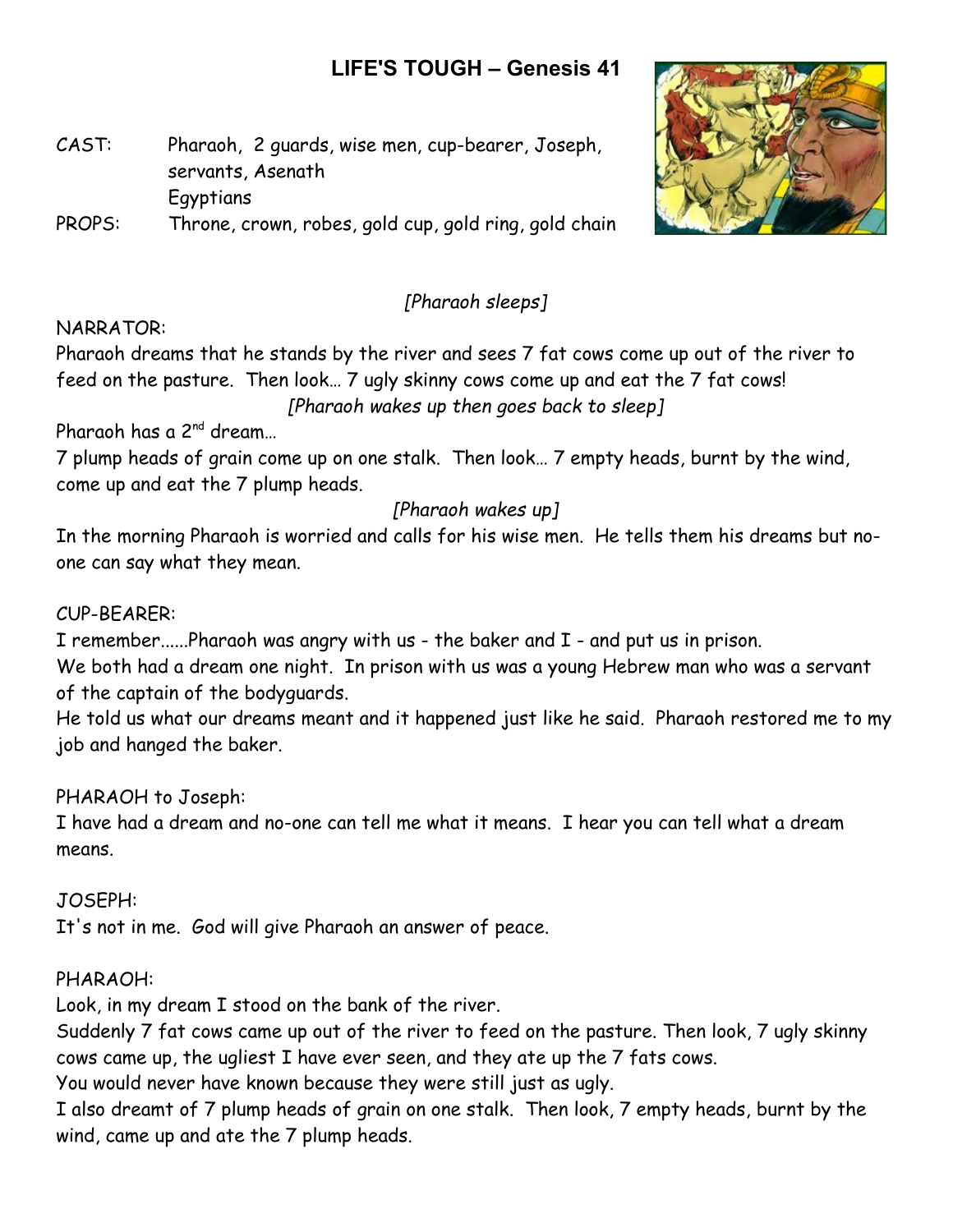# LIFE'S TOUGH – Genesis 41

CAST: Pharaoh, 2 guards, wise men, cup-bearer, Joseph, servants, Asenath
Egyptians

PROPS: Throne, crown, robes, gold cup, gold ring, gold chain

*[Pharaoh sleeps]*

NARRATOR:
Pharaoh dreams that he stands by the river and sees 7 fat cows come up out of the river to feed on the pasture. Then look… 7 ugly skinny cows come up and eat the 7 fat cows!

*[Pharaoh wakes up then goes back to sleep]*

Pharaoh has a 2nd dream…
7 plump heads of grain come up on one stalk. Then look… 7 empty heads, burnt by the wind, come up and eat the 7 plump heads.

*[Pharaoh wakes up]*

In the morning Pharaoh is worried and calls for his wise men. He tells them his dreams but no-one can say what they mean.

CUP-BEARER:
I remember......Pharaoh was angry with us - the baker and I - and put us in prison.
We both had a dream one night. In prison with us was a young Hebrew man who was a servant of the captain of the bodyguards.
He told us what our dreams meant and it happened just like he said. Pharaoh restored me to my job and hanged the baker.

PHARAOH to Joseph:
I have had a dream and no-one can tell me what it means. I hear you can tell what a dream means.

JOSEPH:
It's not in me. God will give Pharaoh an answer of peace.

PHARAOH:
Look, in my dream I stood on the bank of the river.
Suddenly 7 fat cows came up out of the river to feed on the pasture. Then look, 7 ugly skinny cows came up, the ugliest I have ever seen, and they ate up the 7 fats cows.
You would never have known because they were still just as ugly.
I also dreamt of 7 plump heads of grain on one stalk. Then look, 7 empty heads, burnt by the wind, came up and ate the 7 plump heads.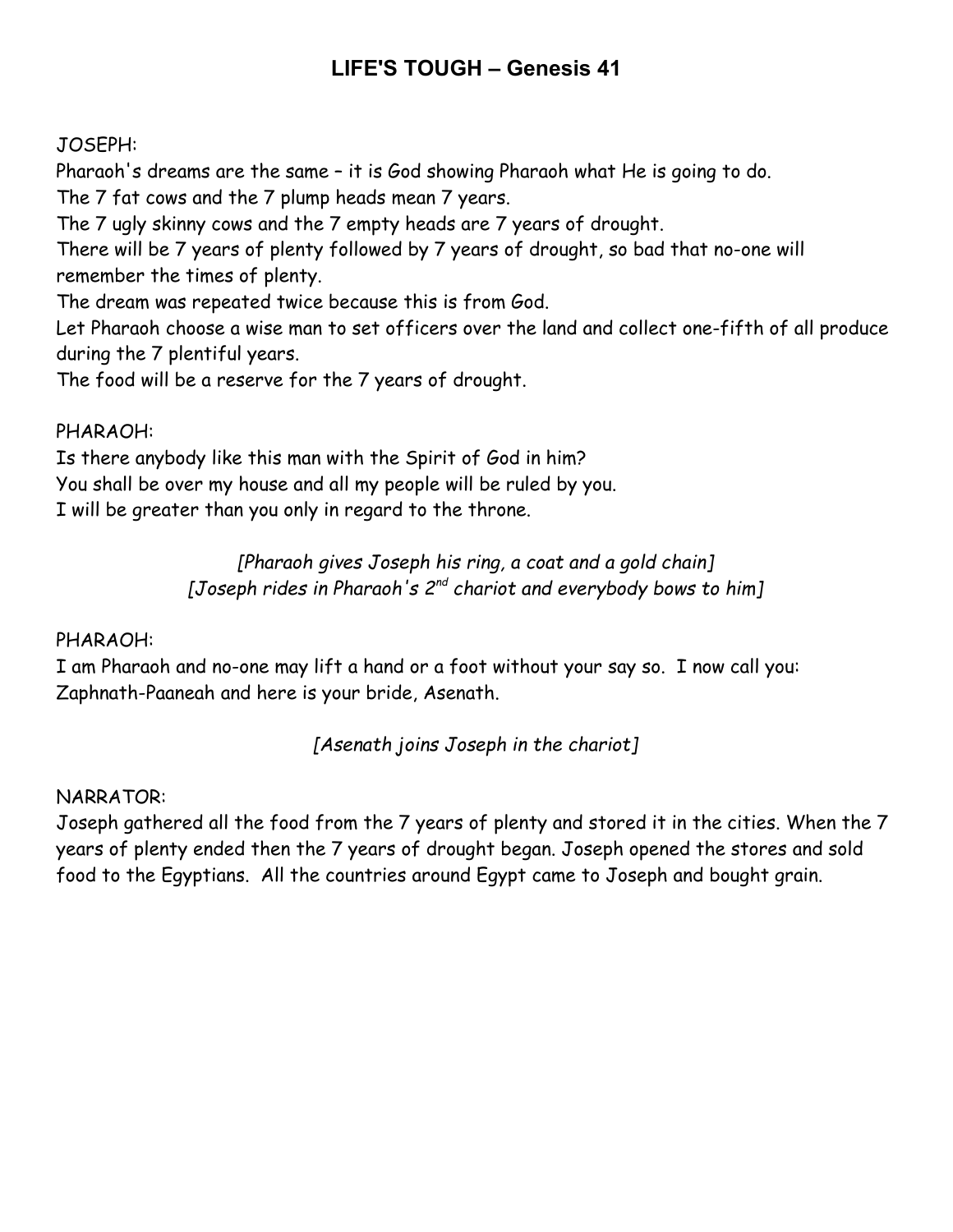# LIFE'S TOUGH – Genesis 41

JOSEPH:
Pharaoh's dreams are the same – it is God showing Pharaoh what He is going to do.
The 7 fat cows and the 7 plump heads mean 7 years.
The 7 ugly skinny cows and the 7 empty heads are 7 years of drought.
There will be 7 years of plenty followed by 7 years of drought, so bad that no-one will remember the times of plenty.
The dream was repeated twice because this is from God.
Let Pharaoh choose a wise man to set officers over the land and collect one-fifth of all produce during the 7 plentiful years.
The food will be a reserve for the 7 years of drought.

PHARAOH:
Is there anybody like this man with the Spirit of God in him?
You shall be over my house and all my people will be ruled by you.
I will be greater than you only in regard to the throne.

*[Pharaoh gives Joseph his ring, a coat and a gold chain]*
*[Joseph rides in Pharaoh's 2nd chariot and everybody bows to him]*

PHARAOH:
I am Pharaoh and no-one may lift a hand or a foot without your say so. I now call you: Zaphnath-Paaneah and here is your bride, Asenath.

*[Asenath joins Joseph in the chariot]*

NARRATOR:
Joseph gathered all the food from the 7 years of plenty and stored it in the cities. When the 7 years of plenty ended then the 7 years of drought began. Joseph opened the stores and sold food to the Egyptians. All the countries around Egypt came to Joseph and bought grain.